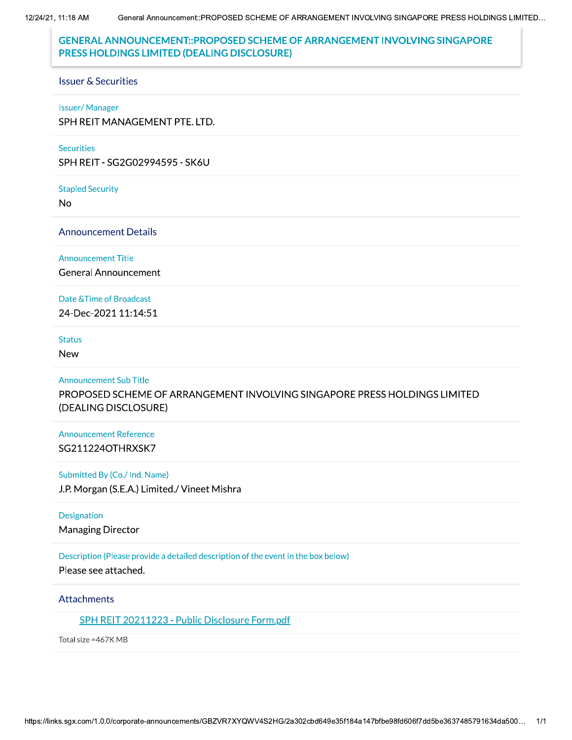# GENERAL ANNOUNCEMENT::PROPOSED SCHEME OF ARRANGEMENT INVOLVING SINGAPORE PRESS HOLDINGS LIMITED (DEALING DISCLOSURE)

## Issuer & Securities

**Issuer/ Manager**

SPH REIT MANAGEMENT PTE. LTD.

**Securities**

SPH REIT - SG2G02994595 - SK6U

**Stapled Security**

No

## Announcement Details

**Announcement Title**

General Announcement

**Date &Time of Broadcast**

24-Dec-2021 11:14:51

**Status**

New

**Announcement Sub Title**

PROPOSED SCHEME OF ARRANGEMENT INVOLVING SINGAPORE PRESS HOLDINGS LIMITED (DEALING DISCLOSURE)

**Announcement Reference**

SG211224OTHRXSK7

**Submitted By (Co./ Ind. Name)**

J.P. Morgan (S.E.A.) Limited./ Vineet Mishra

**Designation**

Managing Director

**Description (Please provide a detailed description of the event in the box below)**

Please see attached.

## Attachments

SPH REIT 20211223 - Public Disclosure Form.pdf

Total size =467K MB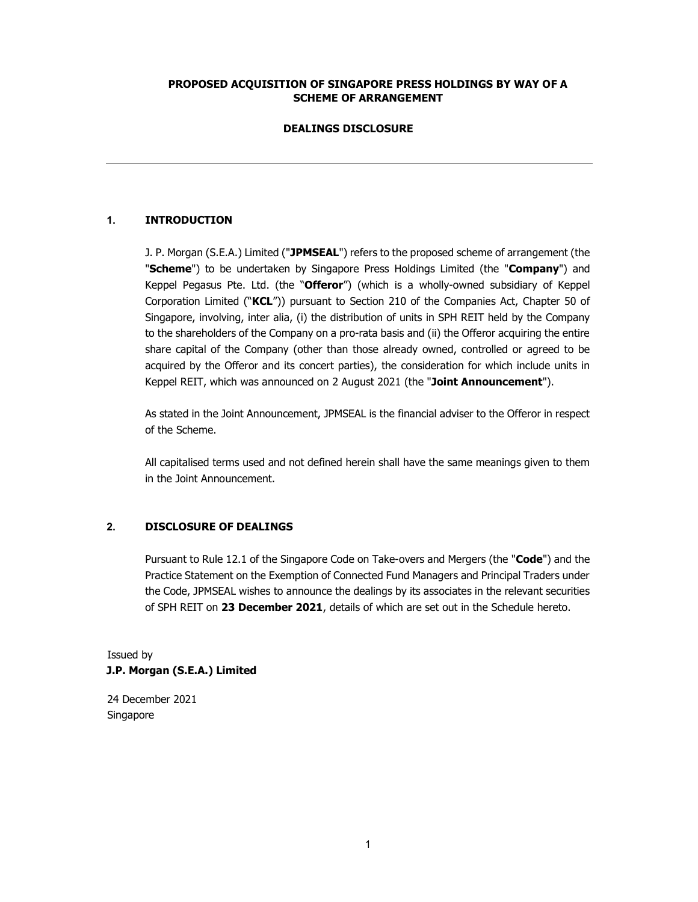**PROPOSED ACQUISITION OF SINGAPORE PRESS HOLDINGS BY WAY OF A SCHEME OF ARRANGEMENT**

**DEALINGS DISCLOSURE**

---

## 1. INTRODUCTION

J. P. Morgan (S.E.A.) Limited ("**JPMSEAL**") refers to the proposed scheme of arrangement (the "**Scheme**") to be undertaken by Singapore Press Holdings Limited (the "**Company**") and Keppel Pegasus Pte. Ltd. (the "**Offeror**") (which is a wholly-owned subsidiary of Keppel Corporation Limited ("**KCL**")) pursuant to Section 210 of the Companies Act, Chapter 50 of Singapore, involving, inter alia, (i) the distribution of units in SPH REIT held by the Company to the shareholders of the Company on a pro-rata basis and (ii) the Offeror acquiring the entire share capital of the Company (other than those already owned, controlled or agreed to be acquired by the Offeror and its concert parties), the consideration for which include units in Keppel REIT, which was announced on 2 August 2021 (the "**Joint Announcement**").

As stated in the Joint Announcement, JPMSEAL is the financial adviser to the Offeror in respect of the Scheme.

All capitalised terms used and not defined herein shall have the same meanings given to them in the Joint Announcement.

## 2. DISCLOSURE OF DEALINGS

Pursuant to Rule 12.1 of the Singapore Code on Take-overs and Mergers (the "**Code**") and the Practice Statement on the Exemption of Connected Fund Managers and Principal Traders under the Code, JPMSEAL wishes to announce the dealings by its associates in the relevant securities of SPH REIT on **23 December 2021**, details of which are set out in the Schedule hereto.

Issued by
**J.P. Morgan (S.E.A.) Limited**

24 December 2021
Singapore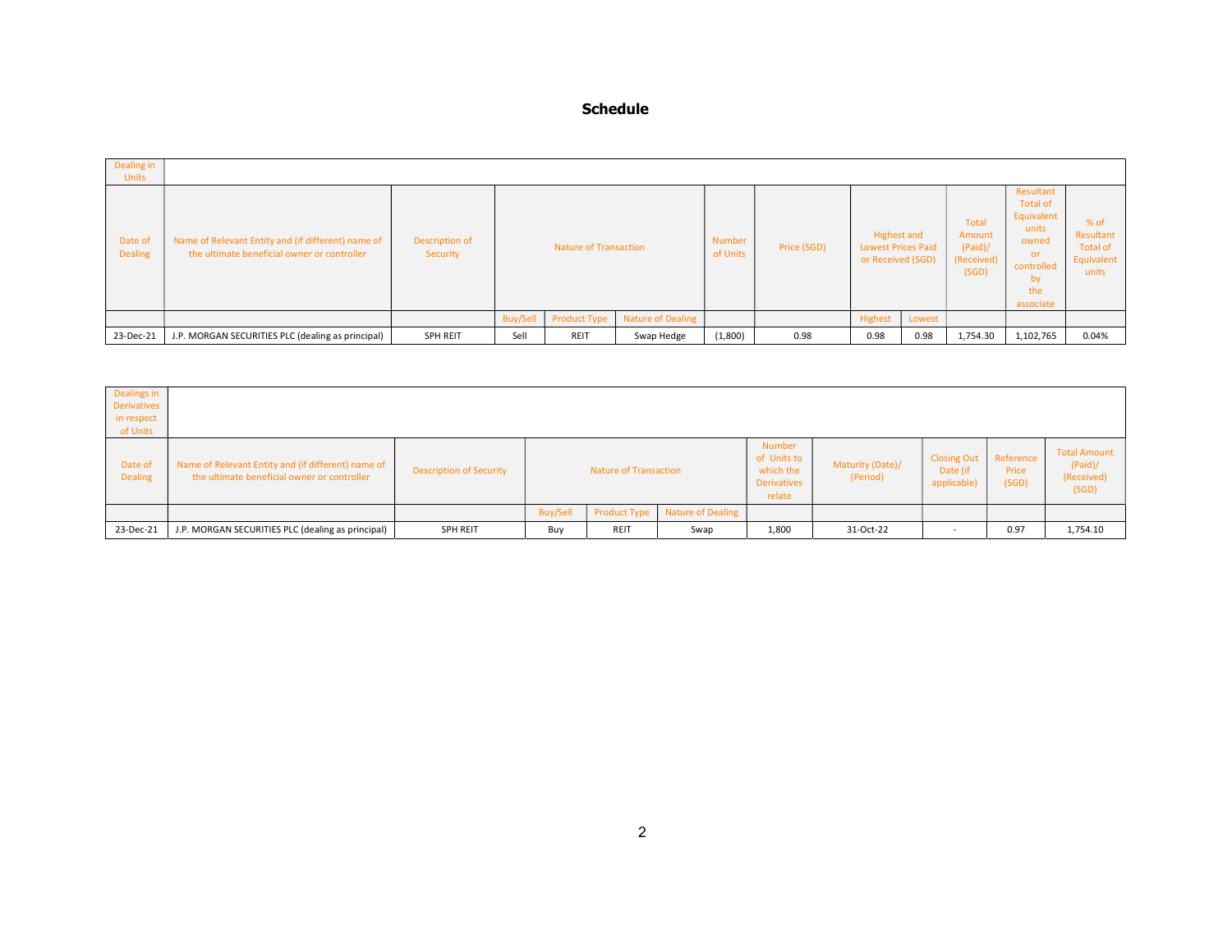## Schedule

| Dealing in Units | | | | | | | | | | | | | |
|---|---|---|---|---|---|---|---|---|---|---|---|---|---|
| Date of Dealing | Name of Relevant Entity and (if different) name of the ultimate beneficial owner or controller | Description of Security | Nature of Transaction | | | Number of Units | Price (SGD) | Highest and Lowest Prices Paid or Received (SGD) | | Total Amount (Paid)/ (Received) (SGD) | Resultant Total of Equivalent units owned or controlled by the associate | % of Resultant Total of Equivalent units |
| | | | Buy/Sell | Product Type | Nature of Dealing | | | Highest | Lowest | | | |
| 23-Dec-21 | J.P. MORGAN SECURITIES PLC (dealing as principal) | SPH REIT | Sell | REIT | Swap Hedge | (1,800) | 0.98 | 0.98 | 0.98 | 1,754.30 | 1,102,765 | 0.04% |

| Dealings in Derivatives in respect of Units | | | | | | | | | | |
|---|---|---|---|---|---|---|---|---|---|---|
| Date of Dealing | Name of Relevant Entity and (if different) name of the ultimate beneficial owner or controller | Description of Security | Nature of Transaction | | | Number of Units to which the Derivatives relate | Maturity (Date)/ (Period) | Closing Out Date (if applicable) | Reference Price (SGD) | Total Amount (Paid)/ (Received) (SGD) |
| | | | Buy/Sell | Product Type | Nature of Dealing | | | | | |
| 23-Dec-21 | J.P. MORGAN SECURITIES PLC (dealing as principal) | SPH REIT | Buy | REIT | Swap | 1,800 | 31-Oct-22 | - | 0.97 | 1,754.10 |